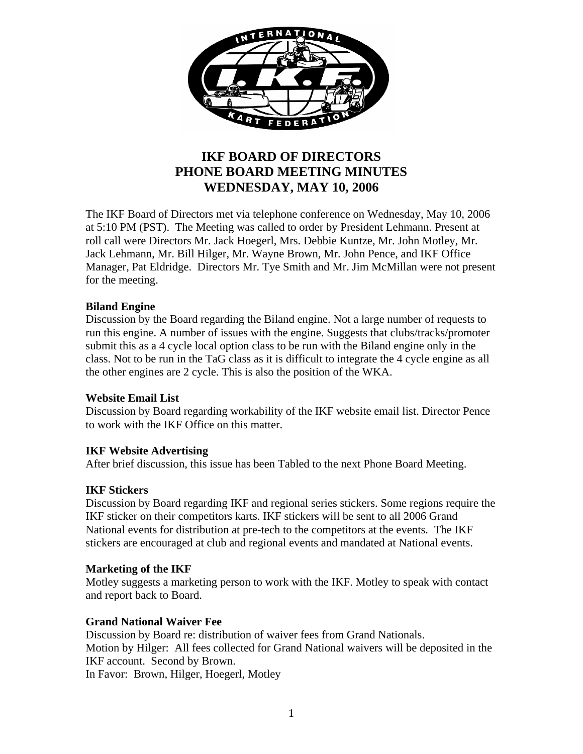# IKF BOARD OF DIRECTORS PHONE BOARD MEETING MINUTES WEDNESDAY, MAY 10, 2006

The IKF Board of Directors met via telephone conference on Wednesday, May 10, 2006 at 5:10 PM (PST). The Meeting was called to order by President Lehmann. Present at roll call were Directors Mr. Jack Hoegerl, Mrs. Debbie Kuntze, Mr. John Motley, Mr. Jack Lehmann, Mr. Bill Hilger, Mr. Wayne Brown, Mr. John Pence, and IKF Office Manager, Pat Eldridge. Directors Mr. Tye Smith and Mr. Jim McMillan were not present for the meeting.

**Biland Engine**

Discussion by the Board regarding the Biland engine. Not a large number of requests to run this engine. A number of issues with the engine. Suggests that clubs/tracks/promoter submit this as a 4 cycle local option class to be run with the Biland engine only in the class. Not to be run in the TaG class as it is difficult to integrate the 4 cycle engine as all the other engines are 2 cycle. This is also the position of the WKA.

**Website Email List**

Discussion by Board regarding workability of the IKF website email list. Director Pence to work with the IKF Office on this matter.

**IKF Website Advertising**

After brief discussion, this issue has been Tabled to the next Phone Board Meeting.

**IKF Stickers**

Discussion by Board regarding IKF and regional series stickers. Some regions require the IKF sticker on their competitors karts. IKF stickers will be sent to all 2006 Grand National events for distribution at pre-tech to the competitors at the events. The IKF stickers are encouraged at club and regional events and mandated at National events.

**Marketing of the IKF**

Motley suggests a marketing person to work with the IKF. Motley to speak with contact and report back to Board.

**Grand National Waiver Fee**

Discussion by Board re: distribution of waiver fees from Grand Nationals.
Motion by Hilger: All fees collected for Grand National waivers will be deposited in the IKF account. Second by Brown.
In Favor: Brown, Hilger, Hoegerl, Motley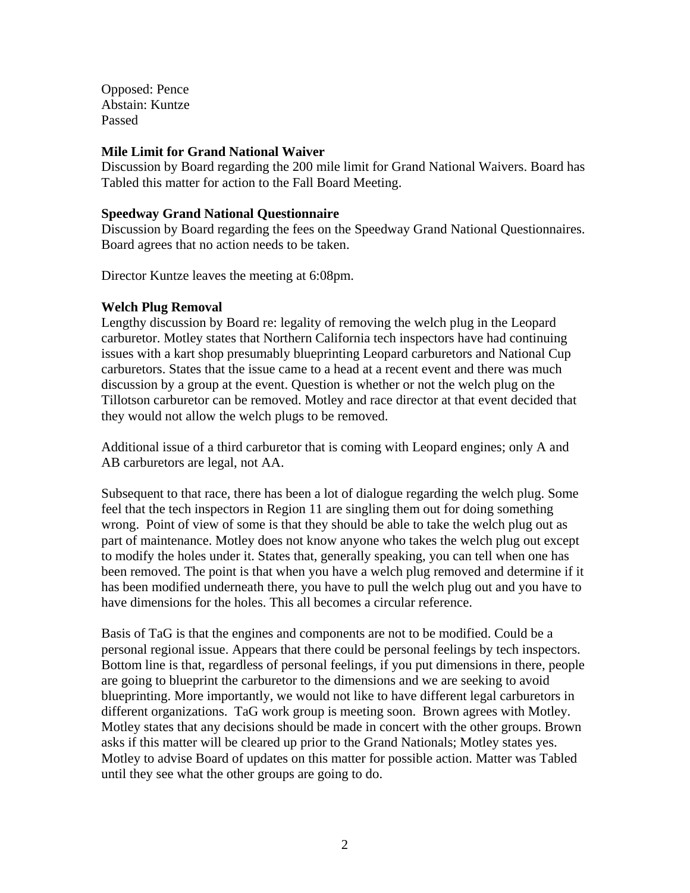Opposed: Pence
Abstain: Kuntze
Passed

**Mile Limit for Grand National Waiver**
Discussion by Board regarding the 200 mile limit for Grand National Waivers. Board has Tabled this matter for action to the Fall Board Meeting.

**Speedway Grand National Questionnaire**
Discussion by Board regarding the fees on the Speedway Grand National Questionnaires. Board agrees that no action needs to be taken.

Director Kuntze leaves the meeting at 6:08pm.

**Welch Plug Removal**
Lengthy discussion by Board re: legality of removing the welch plug in the Leopard carburetor. Motley states that Northern California tech inspectors have had continuing issues with a kart shop presumably blueprinting Leopard carburetors and National Cup carburetors. States that the issue came to a head at a recent event and there was much discussion by a group at the event. Question is whether or not the welch plug on the Tillotson carburetor can be removed. Motley and race director at that event decided that they would not allow the welch plugs to be removed.

Additional issue of a third carburetor that is coming with Leopard engines; only A and AB carburetors are legal, not AA.

Subsequent to that race, there has been a lot of dialogue regarding the welch plug. Some feel that the tech inspectors in Region 11 are singling them out for doing something wrong. Point of view of some is that they should be able to take the welch plug out as part of maintenance. Motley does not know anyone who takes the welch plug out except to modify the holes under it. States that, generally speaking, you can tell when one has been removed. The point is that when you have a welch plug removed and determine if it has been modified underneath there, you have to pull the welch plug out and you have to have dimensions for the holes. This all becomes a circular reference.

Basis of TaG is that the engines and components are not to be modified. Could be a personal regional issue. Appears that there could be personal feelings by tech inspectors. Bottom line is that, regardless of personal feelings, if you put dimensions in there, people are going to blueprint the carburetor to the dimensions and we are seeking to avoid blueprinting. More importantly, we would not like to have different legal carburetors in different organizations. TaG work group is meeting soon. Brown agrees with Motley. Motley states that any decisions should be made in concert with the other groups. Brown asks if this matter will be cleared up prior to the Grand Nationals; Motley states yes. Motley to advise Board of updates on this matter for possible action. Matter was Tabled until they see what the other groups are going to do.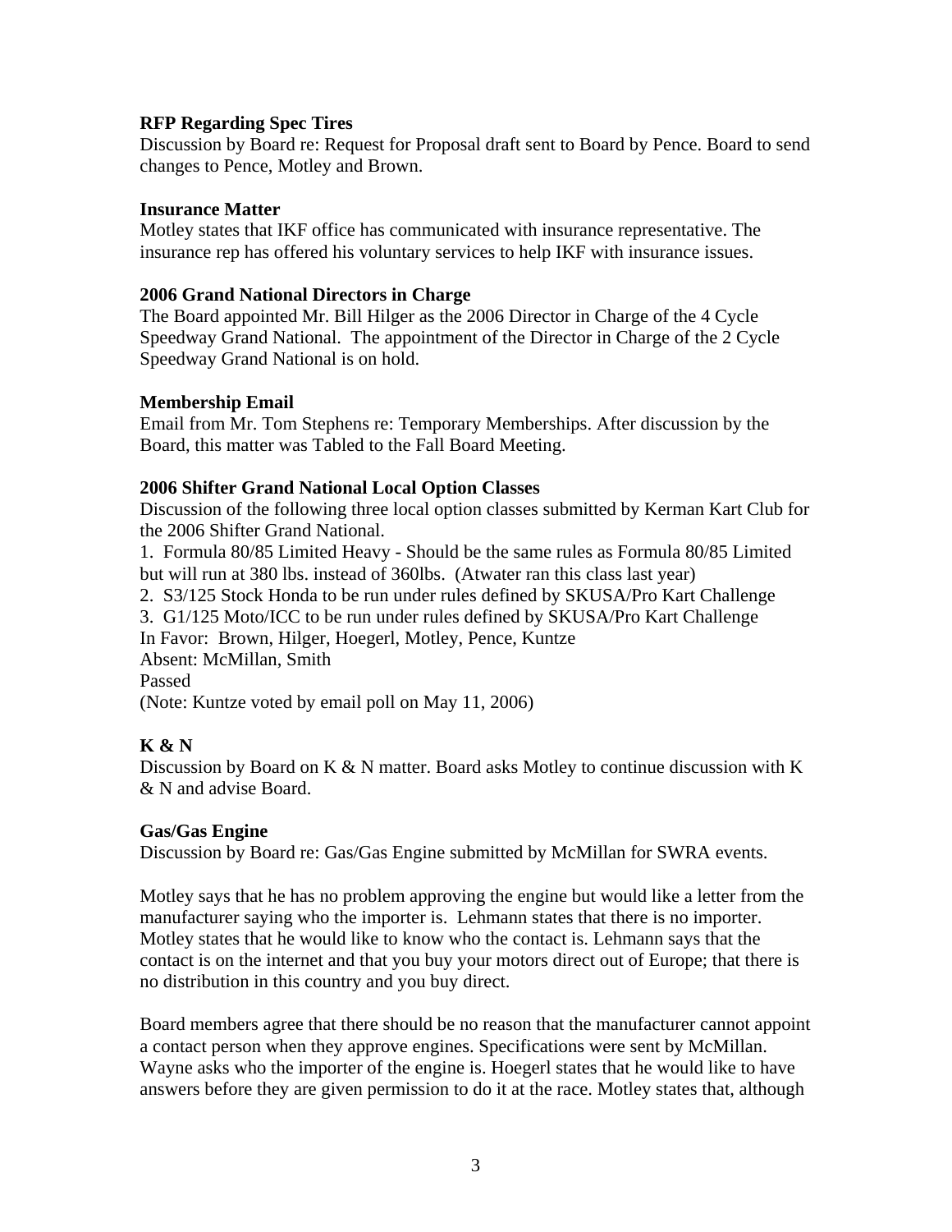**RFP Regarding Spec Tires**

Discussion by Board re: Request for Proposal draft sent to Board by Pence. Board to send changes to Pence, Motley and Brown.

**Insurance Matter**

Motley states that IKF office has communicated with insurance representative. The insurance rep has offered his voluntary services to help IKF with insurance issues.

**2006 Grand National Directors in Charge**

The Board appointed Mr. Bill Hilger as the 2006 Director in Charge of the 4 Cycle Speedway Grand National. The appointment of the Director in Charge of the 2 Cycle Speedway Grand National is on hold.

**Membership Email**

Email from Mr. Tom Stephens re: Temporary Memberships. After discussion by the Board, this matter was Tabled to the Fall Board Meeting.

**2006 Shifter Grand National Local Option Classes**

Discussion of the following three local option classes submitted by Kerman Kart Club for the 2006 Shifter Grand National.

1. Formula 80/85 Limited Heavy - Should be the same rules as Formula 80/85 Limited but will run at 380 lbs. instead of 360lbs. (Atwater ran this class last year)
2. S3/125 Stock Honda to be run under rules defined by SKUSA/Pro Kart Challenge
3. G1/125 Moto/ICC to be run under rules defined by SKUSA/Pro Kart Challenge

In Favor: Brown, Hilger, Hoegerl, Motley, Pence, Kuntze
Absent: McMillan, Smith
Passed
(Note: Kuntze voted by email poll on May 11, 2006)

**K & N**

Discussion by Board on K & N matter. Board asks Motley to continue discussion with K & N and advise Board.

**Gas/Gas Engine**

Discussion by Board re: Gas/Gas Engine submitted by McMillan for SWRA events.

Motley says that he has no problem approving the engine but would like a letter from the manufacturer saying who the importer is. Lehmann states that there is no importer. Motley states that he would like to know who the contact is. Lehmann says that the contact is on the internet and that you buy your motors direct out of Europe; that there is no distribution in this country and you buy direct.

Board members agree that there should be no reason that the manufacturer cannot appoint a contact person when they approve engines. Specifications were sent by McMillan. Wayne asks who the importer of the engine is. Hoegerl states that he would like to have answers before they are given permission to do it at the race. Motley states that, although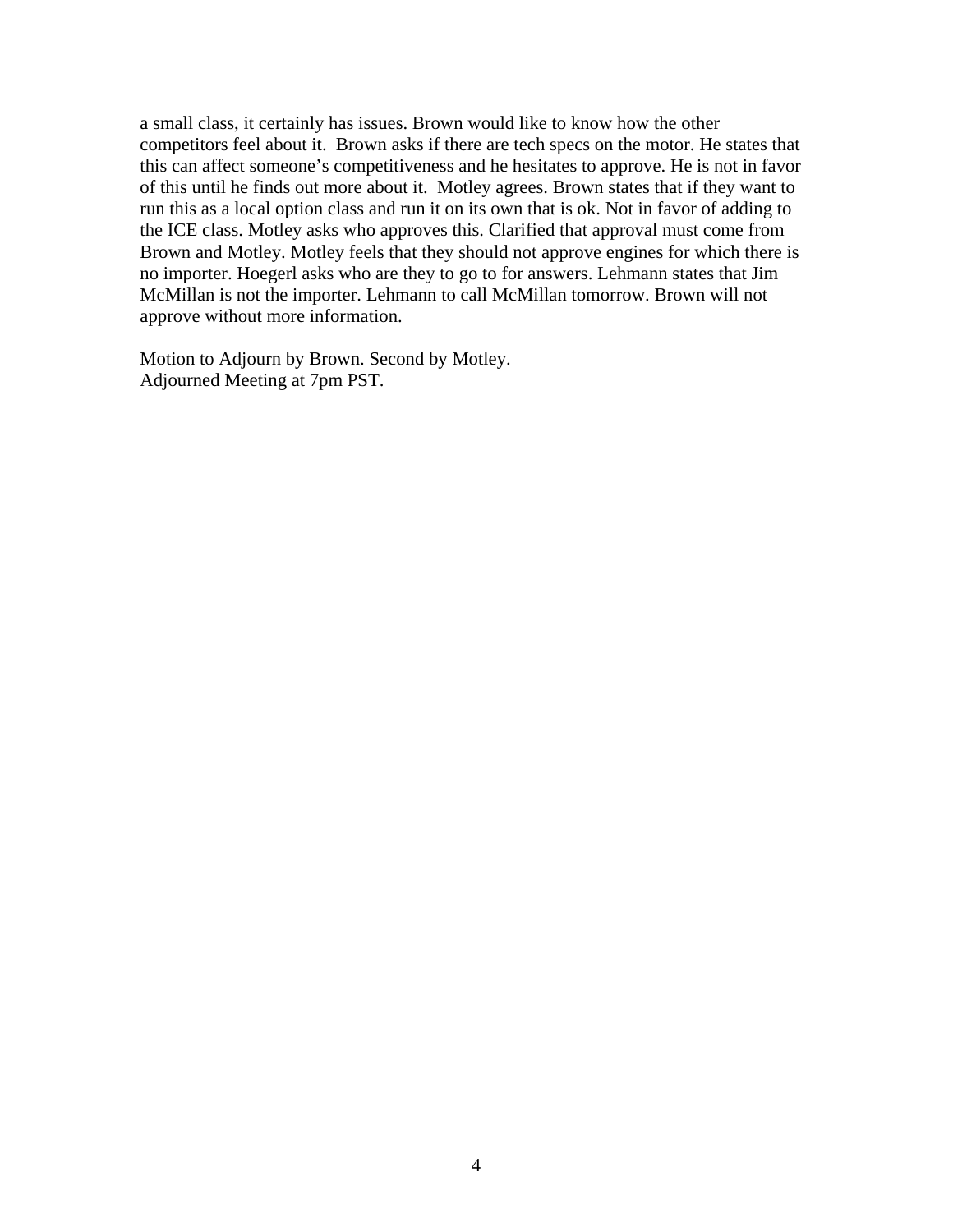a small class, it certainly has issues. Brown would like to know how the other competitors feel about it. Brown asks if there are tech specs on the motor. He states that this can affect someone's competitiveness and he hesitates to approve. He is not in favor of this until he finds out more about it. Motley agrees. Brown states that if they want to run this as a local option class and run it on its own that is ok. Not in favor of adding to the ICE class. Motley asks who approves this. Clarified that approval must come from Brown and Motley. Motley feels that they should not approve engines for which there is no importer. Hoegerl asks who are they to go to for answers. Lehmann states that Jim McMillan is not the importer. Lehmann to call McMillan tomorrow. Brown will not approve without more information.

Motion to Adjourn by Brown. Second by Motley.
Adjourned Meeting at 7pm PST.